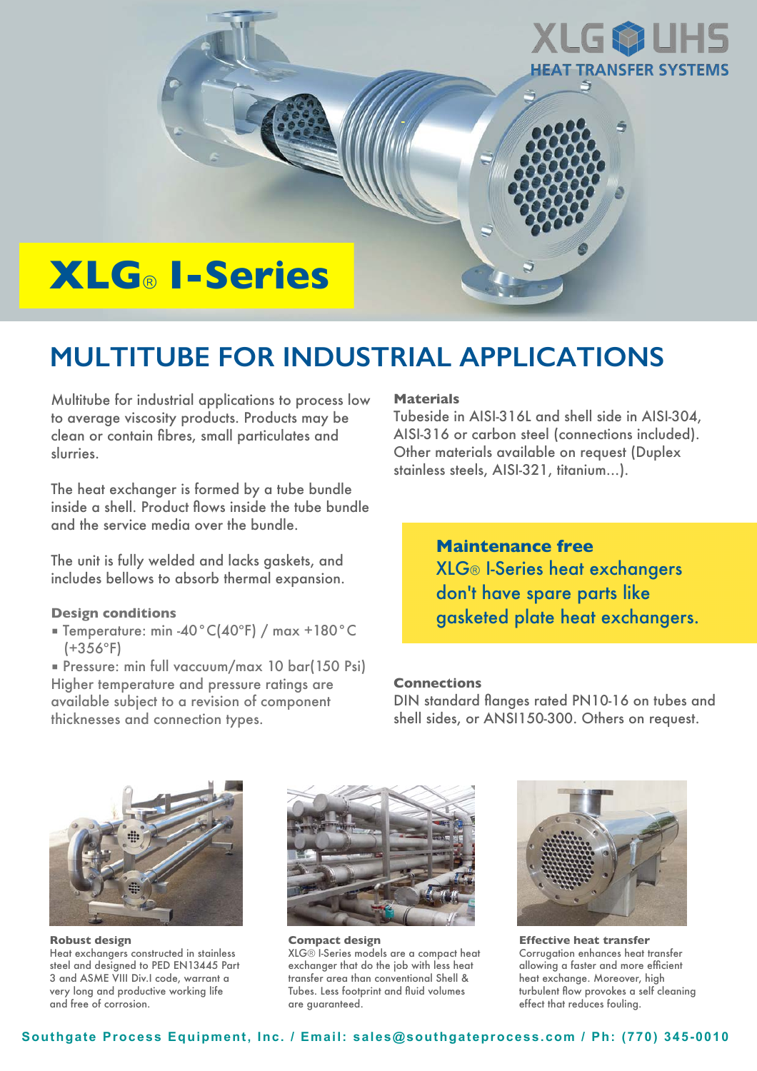# XLG® I-Series

## MULTITUBE FOR INDUSTRIAL APPLICATIONS

Multitube for industrial applications to process low to average viscosity products. Products may be clean or contain fibres, small particulates and slurries.

The heat exchanger is formed by a tube bundle inside a shell. Product flows inside the tube bundle and the service media over the bundle.

The unit is fully welded and lacks gaskets, and includes bellows to absorb thermal expansion.

**Design conditions**

- Temperature: min -40°C(40°F) / max +180°C (+356°F)
- Pressure: min full vaccuum/max 10 bar(150 Psi)

Higher temperature and pressure ratings are available subject to a revision of component thicknesses and connection types.

**Materials**

Tubeside in AISI-316L and shell side in AISI-304, AISI-316 or carbon steel (connections included). Other materials available on request (Duplex stainless steels, AISI-321, titanium...).

**Maintenance free**
XLG® I-Series heat exchangers don't have spare parts like gasketed plate heat exchangers.

**Connections**

DIN standard flanges rated PN10-16 on tubes and shell sides, or ANSI150-300. Others on request.

**Robust design**
Heat exchangers constructed in stainless steel and designed to PED EN13445 Part 3 and ASME VIII Div.I code, warrant a very long and productive working life and free of corrosion.

**Compact design**
XLG® I-Series models are a compact heat exchanger that do the job with less heat transfer area than conventional Shell & Tubes. Less footprint and fluid volumes are guaranteed.

**Effective heat transfer**
Corrugation enhances heat transfer allowing a faster and more efficient heat exchange. Moreover, high turbulent flow provokes a self cleaning effect that reduces fouling.

**Southgate Process Equipment, Inc. / Email: sales@southgateprocess.com / Ph: (770) 345-0010**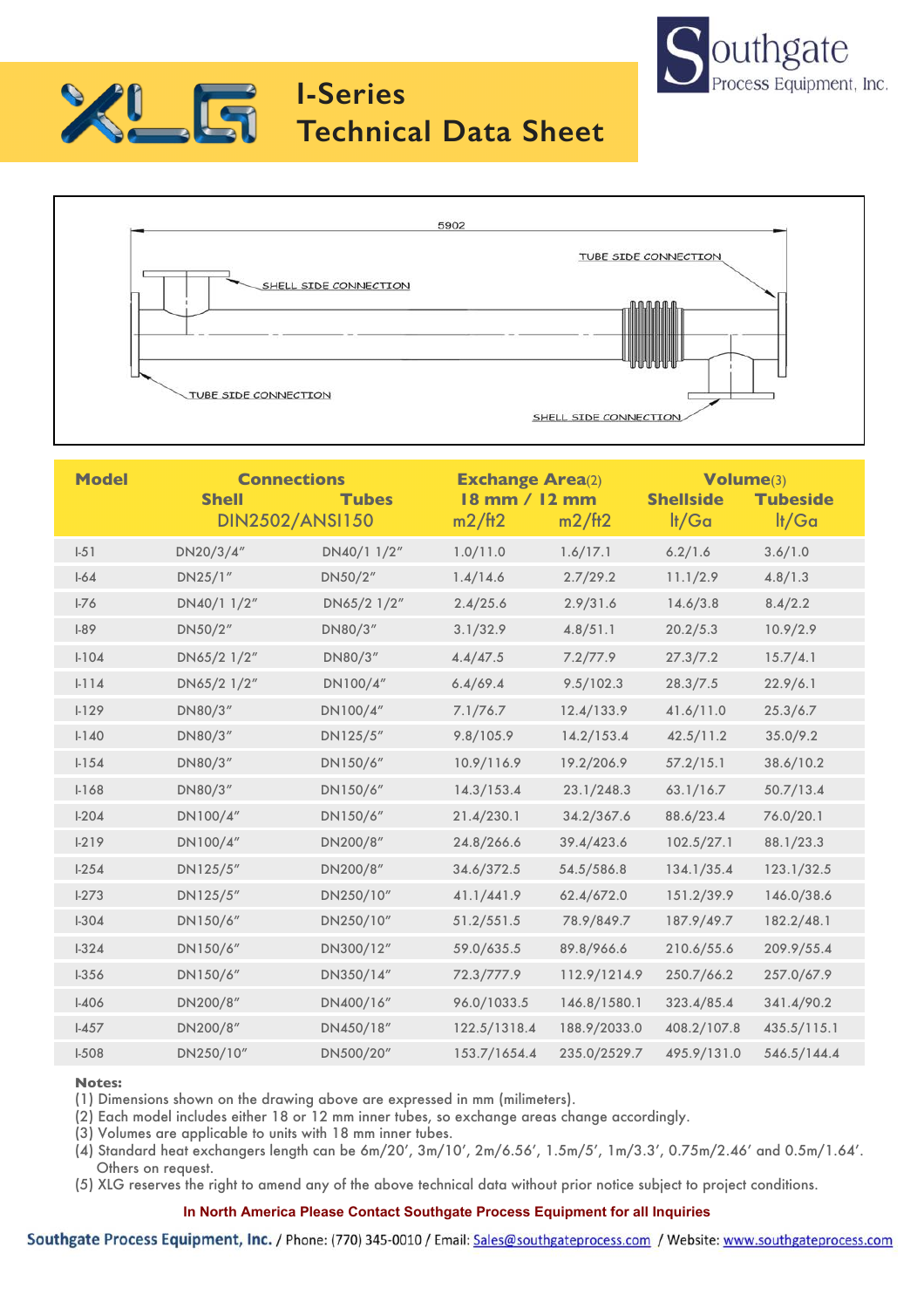# I-Series Technical Data Sheet

Southgate Process Equipment, Inc.

5902

TUBE SIDE CONNECTION

SHELL SIDE CONNECTION

TUBE SIDE CONNECTION

SHELL SIDE CONNECTION

| Model | Connections | | Exchange Area(2) | | Volume(3) | |
|---|---|---|---|---|---|---|
| | Shell | Tubes | 18 mm / 12 mm | | Shellside | Tubeside |
| | DIN2502/ANSI150 | | m2/ft2 | m2/ft2 | lt/Ga | lt/Ga |
| I-51 | DN20/3/4" | DN40/1 1/2" | 1.0/11.0 | 1.6/17.1 | 6.2/1.6 | 3.6/1.0 |
| I-64 | DN25/1" | DN50/2" | 1.4/14.6 | 2.7/29.2 | 11.1/2.9 | 4.8/1.3 |
| I-76 | DN40/1 1/2" | DN65/2 1/2" | 2.4/25.6 | 2.9/31.6 | 14.6/3.8 | 8.4/2.2 |
| I-89 | DN50/2" | DN80/3" | 3.1/32.9 | 4.8/51.1 | 20.2/5.3 | 10.9/2.9 |
| I-104 | DN65/2 1/2" | DN80/3" | 4.4/47.5 | 7.2/77.9 | 27.3/7.2 | 15.7/4.1 |
| I-114 | DN65/2 1/2" | DN100/4" | 6.4/69.4 | 9.5/102.3 | 28.3/7.5 | 22.9/6.1 |
| I-129 | DN80/3" | DN100/4" | 7.1/76.7 | 12.4/133.9 | 41.6/11.0 | 25.3/6.7 |
| I-140 | DN80/3" | DN125/5" | 9.8/105.9 | 14.2/153.4 | 42.5/11.2 | 35.0/9.2 |
| I-154 | DN80/3" | DN150/6" | 10.9/116.9 | 19.2/206.9 | 57.2/15.1 | 38.6/10.2 |
| I-168 | DN80/3" | DN150/6" | 14.3/153.4 | 23.1/248.3 | 63.1/16.7 | 50.7/13.4 |
| I-204 | DN100/4" | DN150/6" | 21.4/230.1 | 34.2/367.6 | 88.6/23.4 | 76.0/20.1 |
| I-219 | DN100/4" | DN200/8" | 24.8/266.6 | 39.4/423.6 | 102.5/27.1 | 88.1/23.3 |
| I-254 | DN125/5" | DN200/8" | 34.6/372.5 | 54.5/586.8 | 134.1/35.4 | 123.1/32.5 |
| I-273 | DN125/5" | DN250/10" | 41.1/441.9 | 62.4/672.0 | 151.2/39.9 | 146.0/38.6 |
| I-304 | DN150/6" | DN250/10" | 51.2/551.5 | 78.9/849.7 | 187.9/49.7 | 182.2/48.1 |
| I-324 | DN150/6" | DN300/12" | 59.0/635.5 | 89.8/966.6 | 210.6/55.6 | 209.9/55.4 |
| I-356 | DN150/6" | DN350/14" | 72.3/777.9 | 112.9/1214.9 | 250.7/66.2 | 257.0/67.9 |
| I-406 | DN200/8" | DN400/16" | 96.0/1033.5 | 146.8/1580.1 | 323.4/85.4 | 341.4/90.2 |
| I-457 | DN200/8" | DN450/18" | 122.5/1318.4 | 188.9/2033.0 | 408.2/107.8 | 435.5/115.1 |
| I-508 | DN250/10" | DN500/20" | 153.7/1654.4 | 235.0/2529.7 | 495.9/131.0 | 546.5/144.4 |

**Notes:**
(1) Dimensions shown on the drawing above are expressed in mm (milimeters).
(2) Each model includes either 18 or 12 mm inner tubes, so exchange areas change accordingly.
(3) Volumes are applicable to units with 18 mm inner tubes.
(4) Standard heat exchangers length can be 6m/20', 3m/10', 2m/6.56', 1.5m/5', 1m/3.3', 0.75m/2.46' and 0.5m/1.64'. Others on request.
(5) XLG reserves the right to amend any of the above technical data without prior notice subject to project conditions.

**In North America Please Contact Southgate Process Equipment for all Inquiries**

**Southgate Process Equipment, Inc.** / Phone: (770) 345-0010 / Email: Sales@southgateprocess.com / Website: www.southgateprocess.com